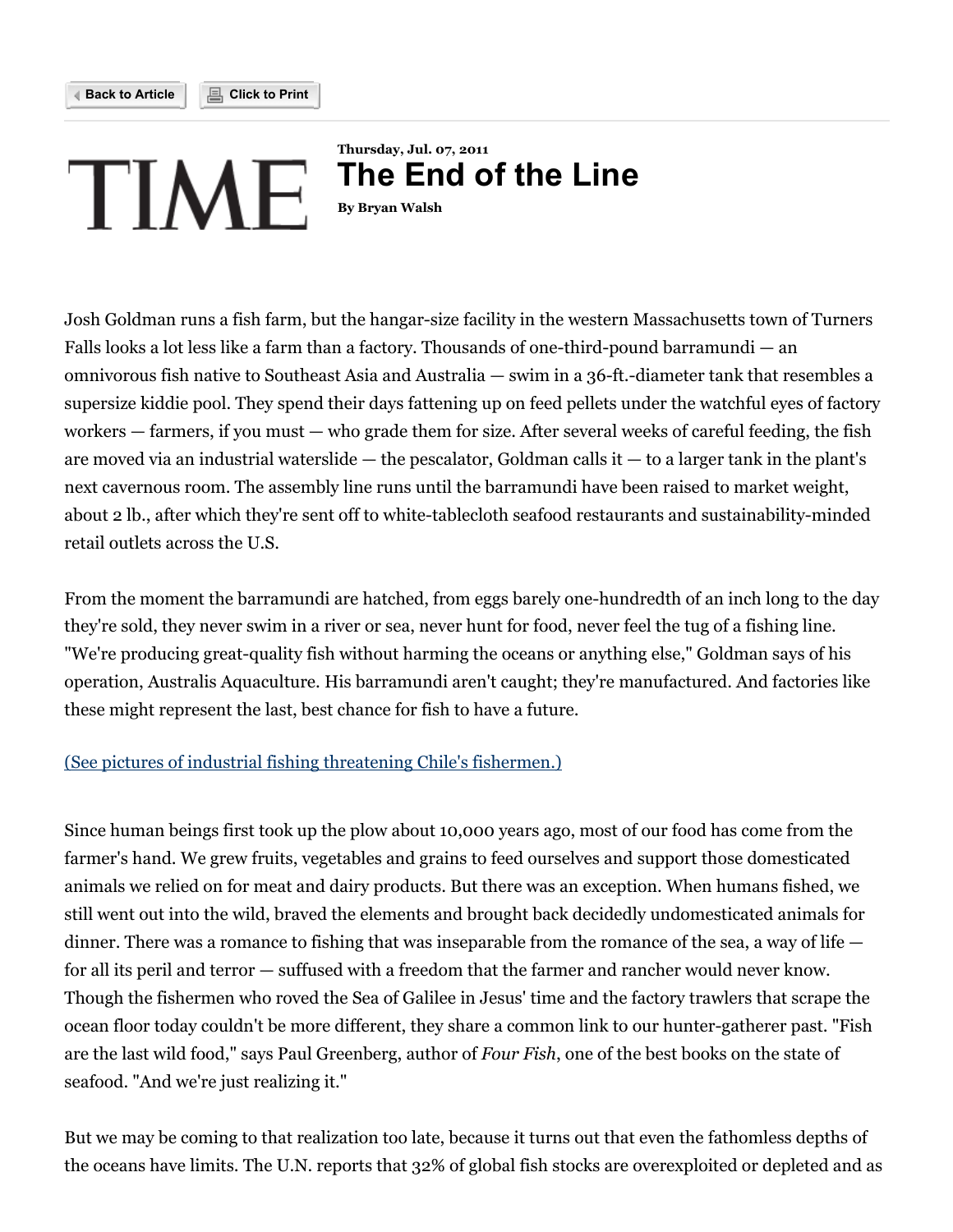Thursday, Jul. 07, 2011

# The End of the Line

**By Bryan Walsh**

Josh Goldman runs a fish farm, but the hangar-size facility in the western Massachusetts town of Turners Falls looks a lot less like a farm than a factory. Thousands of one-third-pound barramundi — an omnivorous fish native to Southeast Asia and Australia — swim in a 36-ft.-diameter tank that resembles a supersize kiddie pool. They spend their days fattening up on feed pellets under the watchful eyes of factory workers — farmers, if you must — who grade them for size. After several weeks of careful feeding, the fish are moved via an industrial waterslide — the pescalator, Goldman calls it — to a larger tank in the plant's next cavernous room. The assembly line runs until the barramundi have been raised to market weight, about 2 lb., after which they're sent off to white-tablecloth seafood restaurants and sustainability-minded retail outlets across the U.S.

From the moment the barramundi are hatched, from eggs barely one-hundredth of an inch long to the day they're sold, they never swim in a river or sea, never hunt for food, never feel the tug of a fishing line. "We're producing great-quality fish without harming the oceans or anything else," Goldman says of his operation, Australis Aquaculture. His barramundi aren't caught; they're manufactured. And factories like these might represent the last, best chance for fish to have a future.

(See pictures of industrial fishing threatening Chile's fishermen.)

Since human beings first took up the plow about 10,000 years ago, most of our food has come from the farmer's hand. We grew fruits, vegetables and grains to feed ourselves and support those domesticated animals we relied on for meat and dairy products. But there was an exception. When humans fished, we still went out into the wild, braved the elements and brought back decidedly undomesticated animals for dinner. There was a romance to fishing that was inseparable from the romance of the sea, a way of life — for all its peril and terror — suffused with a freedom that the farmer and rancher would never know. Though the fishermen who roved the Sea of Galilee in Jesus' time and the factory trawlers that scrape the ocean floor today couldn't be more different, they share a common link to our hunter-gatherer past. "Fish are the last wild food," says Paul Greenberg, author of *Four Fish*, one of the best books on the state of seafood. "And we're just realizing it."

But we may be coming to that realization too late, because it turns out that even the fathomless depths of the oceans have limits. The U.N. reports that 32% of global fish stocks are overexploited or depleted and as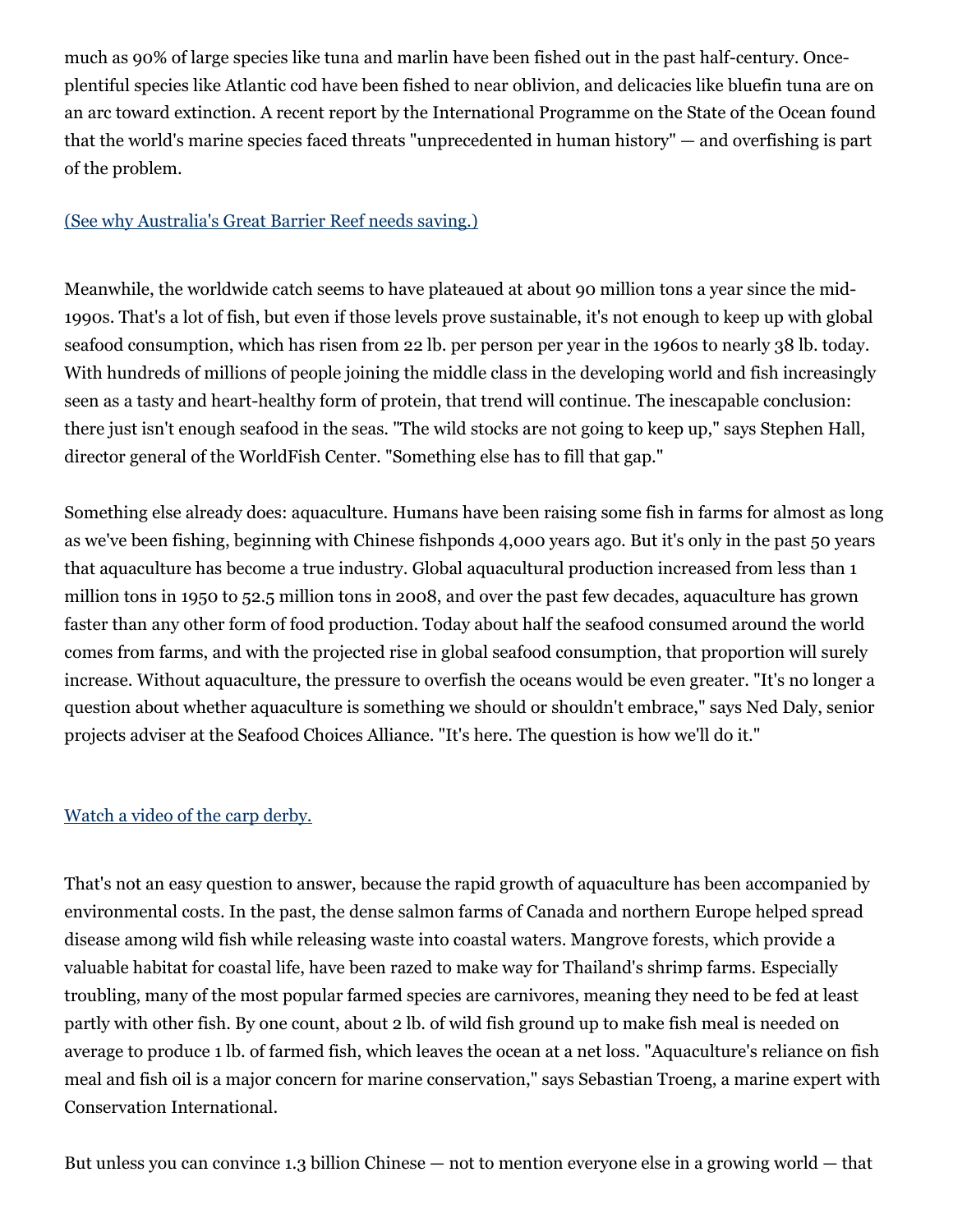much as 90% of large species like tuna and marlin have been fished out in the past half-century. Once-plentiful species like Atlantic cod have been fished to near oblivion, and delicacies like bluefin tuna are on an arc toward extinction. A recent report by the International Programme on the State of the Ocean found that the world's marine species faced threats "unprecedented in human history" — and overfishing is part of the problem.

(See why Australia's Great Barrier Reef needs saving.)

Meanwhile, the worldwide catch seems to have plateaued at about 90 million tons a year since the mid-1990s. That's a lot of fish, but even if those levels prove sustainable, it's not enough to keep up with global seafood consumption, which has risen from 22 lb. per person per year in the 1960s to nearly 38 lb. today. With hundreds of millions of people joining the middle class in the developing world and fish increasingly seen as a tasty and heart-healthy form of protein, that trend will continue. The inescapable conclusion: there just isn't enough seafood in the seas. "The wild stocks are not going to keep up," says Stephen Hall, director general of the WorldFish Center. "Something else has to fill that gap."

Something else already does: aquaculture. Humans have been raising some fish in farms for almost as long as we've been fishing, beginning with Chinese fishponds 4,000 years ago. But it's only in the past 50 years that aquaculture has become a true industry. Global aquacultural production increased from less than 1 million tons in 1950 to 52.5 million tons in 2008, and over the past few decades, aquaculture has grown faster than any other form of food production. Today about half the seafood consumed around the world comes from farms, and with the projected rise in global seafood consumption, that proportion will surely increase. Without aquaculture, the pressure to overfish the oceans would be even greater. "It's no longer a question about whether aquaculture is something we should or shouldn't embrace," says Ned Daly, senior projects adviser at the Seafood Choices Alliance. "It's here. The question is how we'll do it."

Watch a video of the carp derby.

That's not an easy question to answer, because the rapid growth of aquaculture has been accompanied by environmental costs. In the past, the dense salmon farms of Canada and northern Europe helped spread disease among wild fish while releasing waste into coastal waters. Mangrove forests, which provide a valuable habitat for coastal life, have been razed to make way for Thailand's shrimp farms. Especially troubling, many of the most popular farmed species are carnivores, meaning they need to be fed at least partly with other fish. By one count, about 2 lb. of wild fish ground up to make fish meal is needed on average to produce 1 lb. of farmed fish, which leaves the ocean at a net loss. "Aquaculture's reliance on fish meal and fish oil is a major concern for marine conservation," says Sebastian Troeng, a marine expert with Conservation International.

But unless you can convince 1.3 billion Chinese — not to mention everyone else in a growing world — that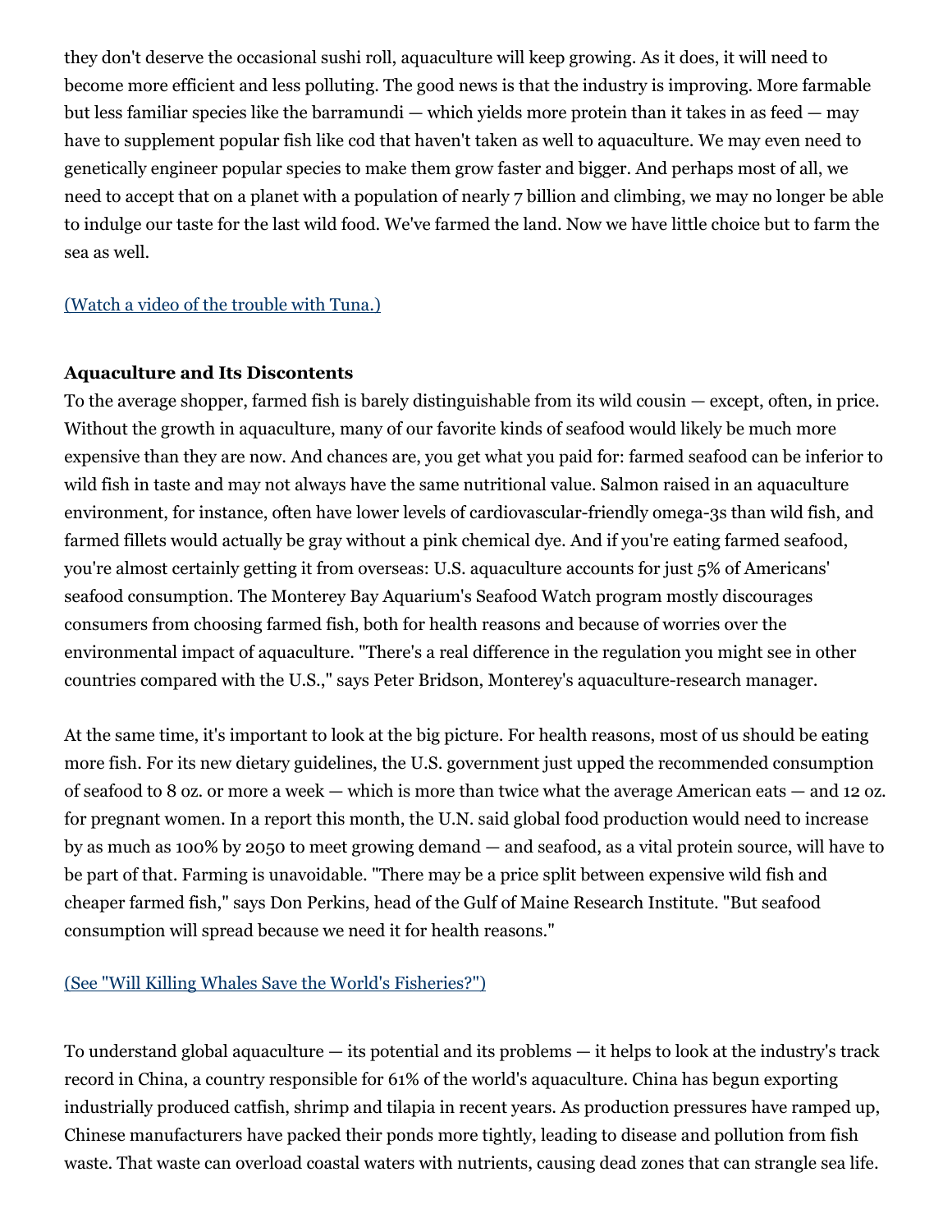they don't deserve the occasional sushi roll, aquaculture will keep growing. As it does, it will need to become more efficient and less polluting. The good news is that the industry is improving. More farmable but less familiar species like the barramundi — which yields more protein than it takes in as feed — may have to supplement popular fish like cod that haven't taken as well to aquaculture. We may even need to genetically engineer popular species to make them grow faster and bigger. And perhaps most of all, we need to accept that on a planet with a population of nearly 7 billion and climbing, we may no longer be able to indulge our taste for the last wild food. We've farmed the land. Now we have little choice but to farm the sea as well.

(Watch a video of the trouble with Tuna.)

**Aquaculture and Its Discontents**

To the average shopper, farmed fish is barely distinguishable from its wild cousin — except, often, in price. Without the growth in aquaculture, many of our favorite kinds of seafood would likely be much more expensive than they are now. And chances are, you get what you paid for: farmed seafood can be inferior to wild fish in taste and may not always have the same nutritional value. Salmon raised in an aquaculture environment, for instance, often have lower levels of cardiovascular-friendly omega-3s than wild fish, and farmed fillets would actually be gray without a pink chemical dye. And if you're eating farmed seafood, you're almost certainly getting it from overseas: U.S. aquaculture accounts for just 5% of Americans' seafood consumption. The Monterey Bay Aquarium's Seafood Watch program mostly discourages consumers from choosing farmed fish, both for health reasons and because of worries over the environmental impact of aquaculture. "There's a real difference in the regulation you might see in other countries compared with the U.S.," says Peter Bridson, Monterey's aquaculture-research manager.

At the same time, it's important to look at the big picture. For health reasons, most of us should be eating more fish. For its new dietary guidelines, the U.S. government just upped the recommended consumption of seafood to 8 oz. or more a week — which is more than twice what the average American eats — and 12 oz. for pregnant women. In a report this month, the U.N. said global food production would need to increase by as much as 100% by 2050 to meet growing demand — and seafood, as a vital protein source, will have to be part of that. Farming is unavoidable. "There may be a price split between expensive wild fish and cheaper farmed fish," says Don Perkins, head of the Gulf of Maine Research Institute. "But seafood consumption will spread because we need it for health reasons."

(See "Will Killing Whales Save the World's Fisheries?")

To understand global aquaculture — its potential and its problems — it helps to look at the industry's track record in China, a country responsible for 61% of the world's aquaculture. China has begun exporting industrially produced catfish, shrimp and tilapia in recent years. As production pressures have ramped up, Chinese manufacturers have packed their ponds more tightly, leading to disease and pollution from fish waste. That waste can overload coastal waters with nutrients, causing dead zones that can strangle sea life.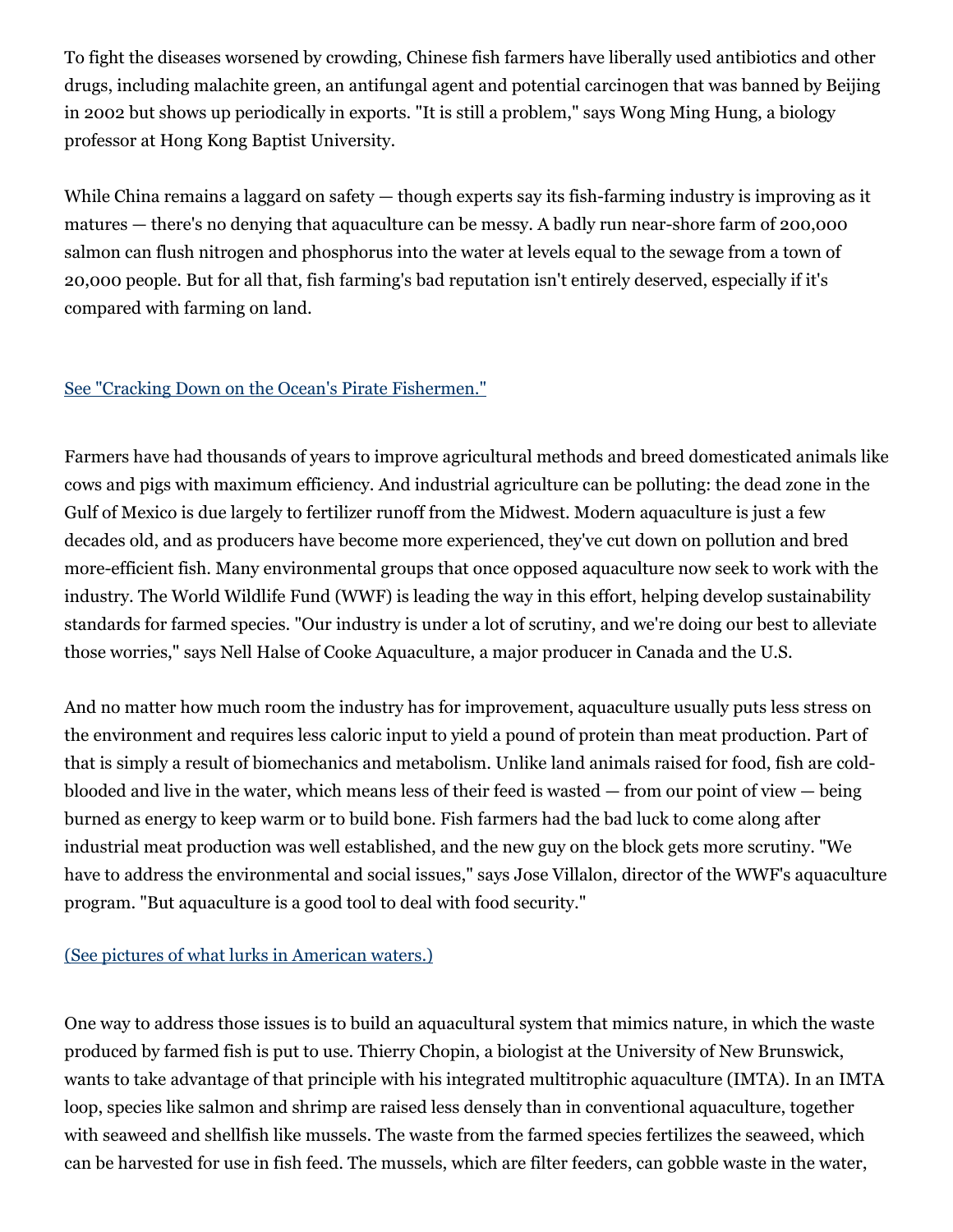To fight the diseases worsened by crowding, Chinese fish farmers have liberally used antibiotics and other drugs, including malachite green, an antifungal agent and potential carcinogen that was banned by Beijing in 2002 but shows up periodically in exports. "It is still a problem," says Wong Ming Hung, a biology professor at Hong Kong Baptist University.

While China remains a laggard on safety — though experts say its fish-farming industry is improving as it matures — there's no denying that aquaculture can be messy. A badly run near-shore farm of 200,000 salmon can flush nitrogen and phosphorus into the water at levels equal to the sewage from a town of 20,000 people. But for all that, fish farming's bad reputation isn't entirely deserved, especially if it's compared with farming on land.

See "Cracking Down on the Ocean's Pirate Fishermen."

Farmers have had thousands of years to improve agricultural methods and breed domesticated animals like cows and pigs with maximum efficiency. And industrial agriculture can be polluting: the dead zone in the Gulf of Mexico is due largely to fertilizer runoff from the Midwest. Modern aquaculture is just a few decades old, and as producers have become more experienced, they've cut down on pollution and bred more-efficient fish. Many environmental groups that once opposed aquaculture now seek to work with the industry. The World Wildlife Fund (WWF) is leading the way in this effort, helping develop sustainability standards for farmed species. "Our industry is under a lot of scrutiny, and we're doing our best to alleviate those worries," says Nell Halse of Cooke Aquaculture, a major producer in Canada and the U.S.

And no matter how much room the industry has for improvement, aquaculture usually puts less stress on the environment and requires less caloric input to yield a pound of protein than meat production. Part of that is simply a result of biomechanics and metabolism. Unlike land animals raised for food, fish are cold-blooded and live in the water, which means less of their feed is wasted — from our point of view — being burned as energy to keep warm or to build bone. Fish farmers had the bad luck to come along after industrial meat production was well established, and the new guy on the block gets more scrutiny. "We have to address the environmental and social issues," says Jose Villalon, director of the WWF's aquaculture program. "But aquaculture is a good tool to deal with food security."

(See pictures of what lurks in American waters.)

One way to address those issues is to build an aquacultural system that mimics nature, in which the waste produced by farmed fish is put to use. Thierry Chopin, a biologist at the University of New Brunswick, wants to take advantage of that principle with his integrated multitrophic aquaculture (IMTA). In an IMTA loop, species like salmon and shrimp are raised less densely than in conventional aquaculture, together with seaweed and shellfish like mussels. The waste from the farmed species fertilizes the seaweed, which can be harvested for use in fish feed. The mussels, which are filter feeders, can gobble waste in the water,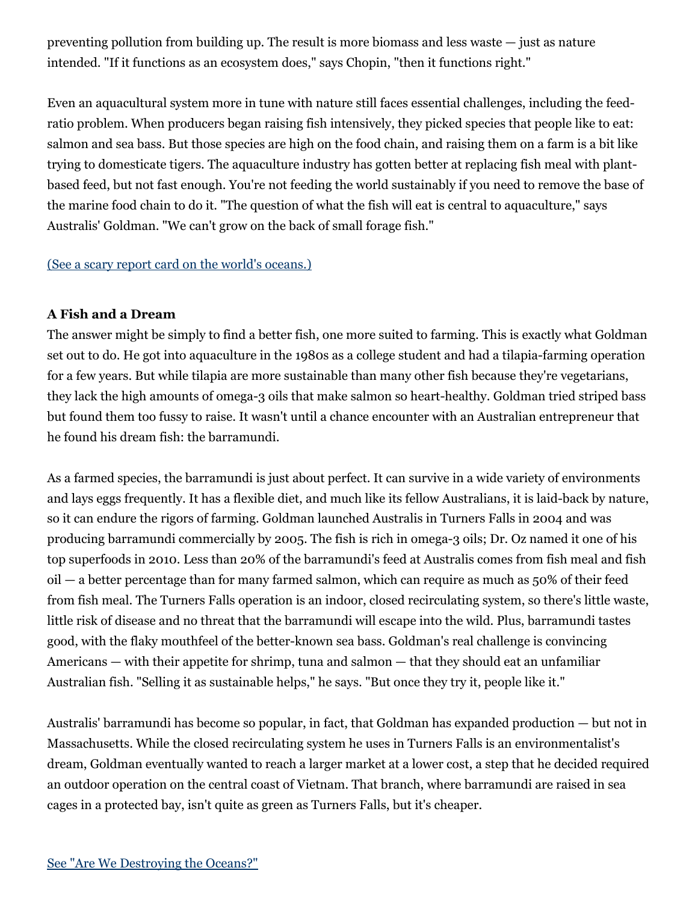preventing pollution from building up. The result is more biomass and less waste — just as nature intended. "If it functions as an ecosystem does," says Chopin, "then it functions right."

Even an aquacultural system more in tune with nature still faces essential challenges, including the feed-ratio problem. When producers began raising fish intensively, they picked species that people like to eat: salmon and sea bass. But those species are high on the food chain, and raising them on a farm is a bit like trying to domesticate tigers. The aquaculture industry has gotten better at replacing fish meal with plant-based feed, but not fast enough. You're not feeding the world sustainably if you need to remove the base of the marine food chain to do it. "The question of what the fish will eat is central to aquaculture," says Australis' Goldman. "We can't grow on the back of small forage fish."

[(See a scary report card on the world's oceans.)]()

**A Fish and a Dream**

The answer might be simply to find a better fish, one more suited to farming. This is exactly what Goldman set out to do. He got into aquaculture in the 1980s as a college student and had a tilapia-farming operation for a few years. But while tilapia are more sustainable than many other fish because they're vegetarians, they lack the high amounts of omega-3 oils that make salmon so heart-healthy. Goldman tried striped bass but found them too fussy to raise. It wasn't until a chance encounter with an Australian entrepreneur that he found his dream fish: the barramundi.

As a farmed species, the barramundi is just about perfect. It can survive in a wide variety of environments and lays eggs frequently. It has a flexible diet, and much like its fellow Australians, it is laid-back by nature, so it can endure the rigors of farming. Goldman launched Australis in Turners Falls in 2004 and was producing barramundi commercially by 2005. The fish is rich in omega-3 oils; Dr. Oz named it one of his top superfoods in 2010. Less than 20% of the barramundi's feed at Australis comes from fish meal and fish oil — a better percentage than for many farmed salmon, which can require as much as 50% of their feed from fish meal. The Turners Falls operation is an indoor, closed recirculating system, so there's little waste, little risk of disease and no threat that the barramundi will escape into the wild. Plus, barramundi tastes good, with the flaky mouthfeel of the better-known sea bass. Goldman's real challenge is convincing Americans — with their appetite for shrimp, tuna and salmon — that they should eat an unfamiliar Australian fish. "Selling it as sustainable helps," he says. "But once they try it, people like it."

Australis' barramundi has become so popular, in fact, that Goldman has expanded production — but not in Massachusetts. While the closed recirculating system he uses in Turners Falls is an environmentalist's dream, Goldman eventually wanted to reach a larger market at a lower cost, a step that he decided required an outdoor operation on the central coast of Vietnam. That branch, where barramundi are raised in sea cages in a protected bay, isn't quite as green as Turners Falls, but it's cheaper.

[See "Are We Destroying the Oceans?"]()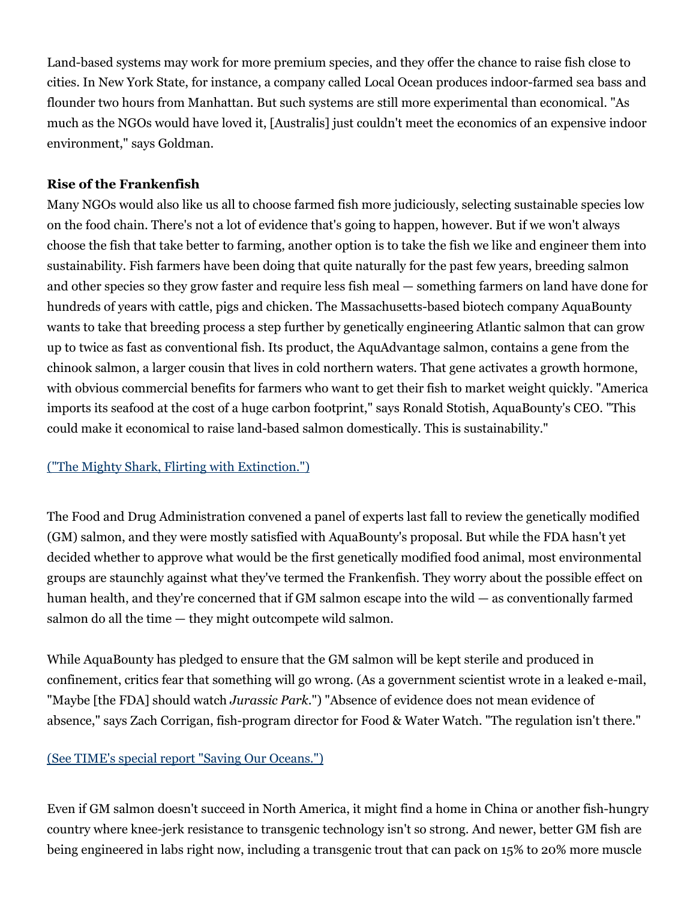Land-based systems may work for more premium species, and they offer the chance to raise fish close to cities. In New York State, for instance, a company called Local Ocean produces indoor-farmed sea bass and flounder two hours from Manhattan. But such systems are still more experimental than economical. "As much as the NGOs would have loved it, [Australis] just couldn't meet the economics of an expensive indoor environment," says Goldman.

**Rise of the Frankenfish**

Many NGOs would also like us all to choose farmed fish more judiciously, selecting sustainable species low on the food chain. There's not a lot of evidence that's going to happen, however. But if we won't always choose the fish that take better to farming, another option is to take the fish we like and engineer them into sustainability. Fish farmers have been doing that quite naturally for the past few years, breeding salmon and other species so they grow faster and require less fish meal — something farmers on land have done for hundreds of years with cattle, pigs and chicken. The Massachusetts-based biotech company AquaBounty wants to take that breeding process a step further by genetically engineering Atlantic salmon that can grow up to twice as fast as conventional fish. Its product, the AquAdvantage salmon, contains a gene from the chinook salmon, a larger cousin that lives in cold northern waters. That gene activates a growth hormone, with obvious commercial benefits for farmers who want to get their fish to market weight quickly. "America imports its seafood at the cost of a huge carbon footprint," says Ronald Stotish, AquaBounty's CEO. "This could make it economical to raise land-based salmon domestically. This is sustainability."

("The Mighty Shark, Flirting with Extinction.")

The Food and Drug Administration convened a panel of experts last fall to review the genetically modified (GM) salmon, and they were mostly satisfied with AquaBounty's proposal. But while the FDA hasn't yet decided whether to approve what would be the first genetically modified food animal, most environmental groups are staunchly against what they've termed the Frankenfish. They worry about the possible effect on human health, and they're concerned that if GM salmon escape into the wild — as conventionally farmed salmon do all the time — they might outcompete wild salmon.

While AquaBounty has pledged to ensure that the GM salmon will be kept sterile and produced in confinement, critics fear that something will go wrong. (As a government scientist wrote in a leaked e-mail, "Maybe [the FDA] should watch *Jurassic Park*.") "Absence of evidence does not mean evidence of absence," says Zach Corrigan, fish-program director for Food & Water Watch. "The regulation isn't there."

(See TIME's special report "Saving Our Oceans.")

Even if GM salmon doesn't succeed in North America, it might find a home in China or another fish-hungry country where knee-jerk resistance to transgenic technology isn't so strong. And newer, better GM fish are being engineered in labs right now, including a transgenic trout that can pack on 15% to 20% more muscle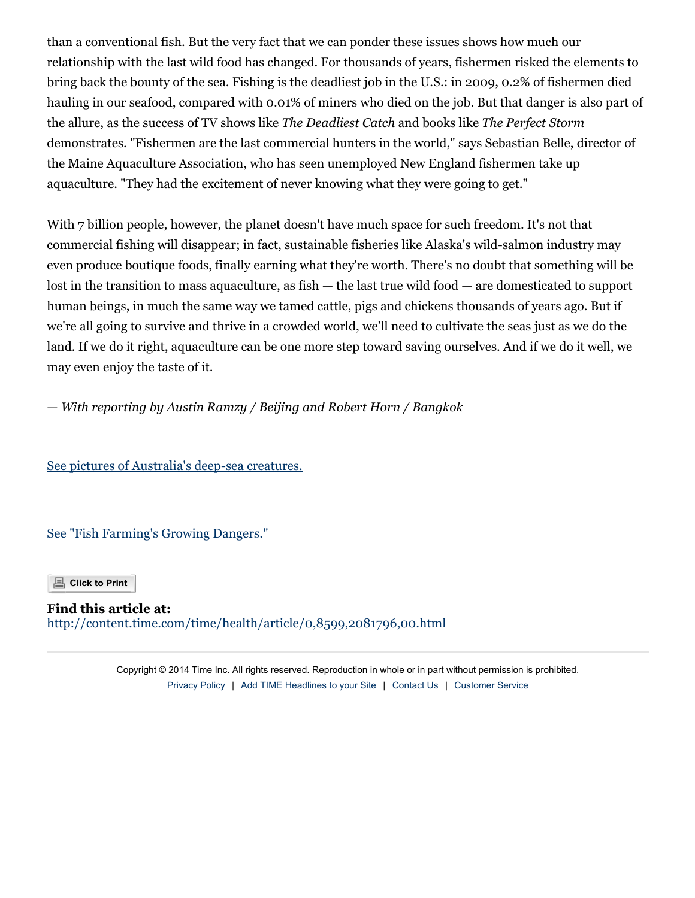than a conventional fish. But the very fact that we can ponder these issues shows how much our relationship with the last wild food has changed. For thousands of years, fishermen risked the elements to bring back the bounty of the sea. Fishing is the deadliest job in the U.S.: in 2009, 0.2% of fishermen died hauling in our seafood, compared with 0.01% of miners who died on the job. But that danger is also part of the allure, as the success of TV shows like *The Deadliest Catch* and books like *The Perfect Storm* demonstrates. "Fishermen are the last commercial hunters in the world," says Sebastian Belle, director of the Maine Aquaculture Association, who has seen unemployed New England fishermen take up aquaculture. "They had the excitement of never knowing what they were going to get."

With 7 billion people, however, the planet doesn't have much space for such freedom. It's not that commercial fishing will disappear; in fact, sustainable fisheries like Alaska's wild-salmon industry may even produce boutique foods, finally earning what they're worth. There's no doubt that something will be lost in the transition to mass aquaculture, as fish — the last true wild food — are domesticated to support human beings, in much the same way we tamed cattle, pigs and chickens thousands of years ago. But if we're all going to survive and thrive in a crowded world, we'll need to cultivate the seas just as we do the land. If we do it right, aquaculture can be one more step toward saving ourselves. And if we do it well, we may even enjoy the taste of it.

*— With reporting by Austin Ramzy / Beijing and Robert Horn / Bangkok*

See pictures of Australia's deep-sea creatures.

See "Fish Farming's Growing Dangers."

Click to Print

**Find this article at:**
http://content.time.com/time/health/article/0,8599,2081796,00.html

Copyright © 2014 Time Inc. All rights reserved. Reproduction in whole or in part without permission is prohibited.

Privacy Policy | Add TIME Headlines to your Site | Contact Us | Customer Service